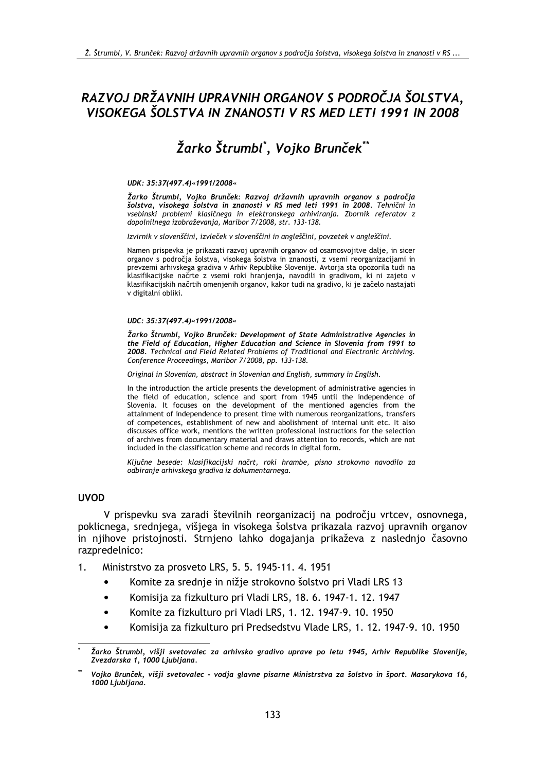# RAZVOJ DRŽAVNIH UPRAVNIH ORGANOV S PODROČJA ŠOLSTVA, VISOKEGA ŠOLSTVA IN ZNANOSTI V RS MED LETI 1991 IN 2008

## Žarko Štrumbl*, Vojko Brunček**

***UDK: 35:37(497.4)«1991/2008«***

***Žarko Štrumbl, Vojko Brunček: Razvoj državnih upravnih organov s področja šolstva, visokega šolstva in znanosti v RS med leti 1991 in 2008****. Tehnični in vsebinski problemi klasičnega in elektronskega arhiviranja. Zbornik referatov z dopolnilnega izobraževanja, Maribor 7/2008, str. 133-138.*

*Izvirnik v slovenščini, izvleček v slovenščini in angleščini, povzetek v angleščini.*

Namen prispevka je prikazati razvoj upravnih organov od osamosvojitve dalje, in sicer organov s področja šolstva, visokega šolstva in znanosti, z vsemi reorganizacijami in prevzemi arhivskega gradiva v Arhiv Republike Slovenije. Avtorja sta opozorila tudi na klasifikacijske načrte z vsemi roki hranjenja, navodili in gradivom, ki ni zajeto v klasifikacijskih načrtih omenjenih organov, kakor tudi na gradivo, ki je začelo nastajati v digitalni obliki.

***UDC: 35:37(497.4)«1991/2008«***

***Žarko Štrumbl, Vojko Brunček: Development of State Administrative Agencies in the Field of Education, Higher Education and Science in Slovenia from 1991 to 2008****. Technical and Field Related Problems of Traditional and Electronic Archiving. Conference Proceedings, Maribor 7/2008, pp. 133-138.*

*Original in Slovenian, abstract in Slovenian and English, summary in English.*

In the introduction the article presents the development of administrative agencies in the field of education, science and sport from 1945 until the independence of Slovenia. It focuses on the development of the mentioned agencies from the attainment of independence to present time with numerous reorganizations, transfers of competences, establishment of new and abolishment of internal unit etc. It also discusses office work, mentions the written professional instructions for the selection of archives from documentary material and draws attention to records, which are not included in the classification scheme and records in digital form.

*Ključne besede: klasifikacijski načrt, roki hrambe, pisno strokovno navodilo za odbiranje arhivskega gradiva iz dokumentarnega.*

## UVOD

V prispevku sva zaradi številnih reorganizacij na področju vrtcev, osnovnega, poklicnega, srednjega, višjega in visokega šolstva prikazala razvoj upravnih organov in njihove pristojnosti. Strnjeno lahko dogajanja prikaževa z naslednjo časovno razpredelnico:

1. Ministrstvo za prosveto LRS, 5. 5. 1945-11. 4. 1951
    - Komite za srednje in nižje strokovno šolstvo pri Vladi LRS 13
    - Komisija za fizkulturo pri Vladi LRS, 18. 6. 1947-1. 12. 1947
    - Komite za fizkulturo pri Vladi LRS, 1. 12. 1947-9. 10. 1950
    - Komisija za fizkulturo pri Predsedstvu Vlade LRS, 1. 12. 1947-9. 10. 1950

---

\* *Žarko Štrumbl, višji svetovalec za arhivsko gradivo uprave po letu 1945, Arhiv Republike Slovenije, Zvezdarska 1, 1000 Ljubljana.*

\*\* *Vojko Brunček, višji svetovalec - vodja glavne pisarne Ministrstva za šolstvo in šport. Masarykova 16, 1000 Ljubljana.*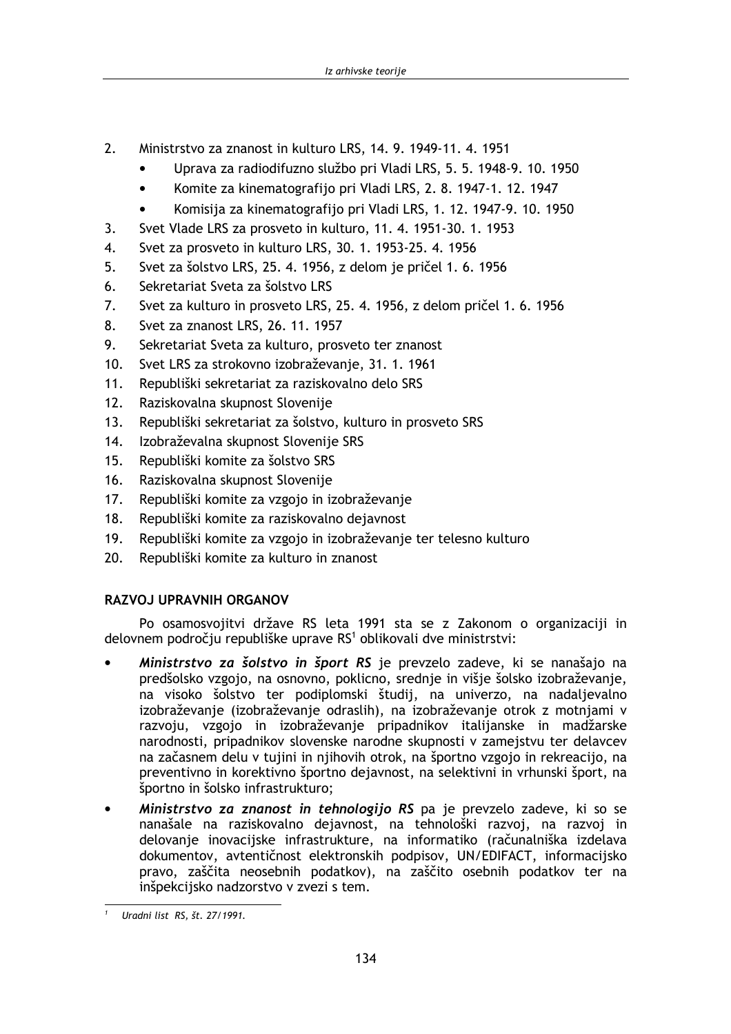2. Ministrstvo za znanost in kulturo LRS, 14. 9. 1949-11. 4. 1951
    - Uprava za radiodifuzno službo pri Vladi LRS, 5. 5. 1948-9. 10. 1950
    - Komite za kinematografijo pri Vladi LRS, 2. 8. 1947-1. 12. 1947
    - Komisija za kinematografijo pri Vladi LRS, 1. 12. 1947-9. 10. 1950
3. Svet Vlade LRS za prosveto in kulturo, 11. 4. 1951-30. 1. 1953
4. Svet za prosveto in kulturo LRS, 30. 1. 1953-25. 4. 1956
5. Svet za šolstvo LRS, 25. 4. 1956, z delom je pričel 1. 6. 1956
6. Sekretariat Sveta za šolstvo LRS
7. Svet za kulturo in prosveto LRS, 25. 4. 1956, z delom pričel 1. 6. 1956
8. Svet za znanost LRS, 26. 11. 1957
9. Sekretariat Sveta za kulturo, prosveto ter znanost
10. Svet LRS za strokovno izobraževanje, 31. 1. 1961
11. Republiški sekretariat za raziskovalno delo SRS
12. Raziskovalna skupnost Slovenije
13. Republiški sekretariat za šolstvo, kulturo in prosveto SRS
14. Izobraževalna skupnost Slovenije SRS
15. Republiški komite za šolstvo SRS
16. Raziskovalna skupnost Slovenije
17. Republiški komite za vzgojo in izobraževanje
18. Republiški komite za raziskovalno dejavnost
19. Republiški komite za vzgojo in izobraževanje ter telesno kulturo
20. Republiški komite za kulturo in znanost

## RAZVOJ UPRAVNIH ORGANOV

Po osamosvojitvi države RS leta 1991 sta se z Zakonom o organizaciji in delovnem področju republiške uprave RS[1] oblikovali dve ministrstvi:

- ***Ministrstvo za šolstvo in šport RS*** je prevzelo zadeve, ki se nanašajo na predšolsko vzgojo, na osnovno, poklicno, srednje in višje šolsko izobraževanje, na visoko šolstvo ter podiplomski študij, na univerzo, na nadaljevalno izobraževanje (izobraževanje odraslih), na izobraževanje otrok z motnjami v razvoju, vzgojo in izobraževanje pripadnikov italijanske in madžarske narodnosti, pripadnikov slovenske narodne skupnosti v zamejstvu ter delavcev na začasnem delu v tujini in njihovih otrok, na športno vzgojo in rekreacijo, na preventivno in korektivno športno dejavnost, na selektivni in vrhunski šport, na športno in šolsko infrastrukturo;
- ***Ministrstvo za znanost in tehnologijo RS*** pa je prevzelo zadeve, ki so se nanašale na raziskovalno dejavnost, na tehnološki razvoj, na razvoj in delovanje inovacijske infrastrukture, na informatiko (računalniška izdelava dokumentov, avtentičnost elektronskih podpisov, UN/EDIFACT, informacijsko pravo, zaščita neosebnih podatkov), na zaščito osebnih podatkov ter na inšpekcijsko nadzorstvo v zvezi s tem.

[1] *Uradni list RS, št. 27/1991.*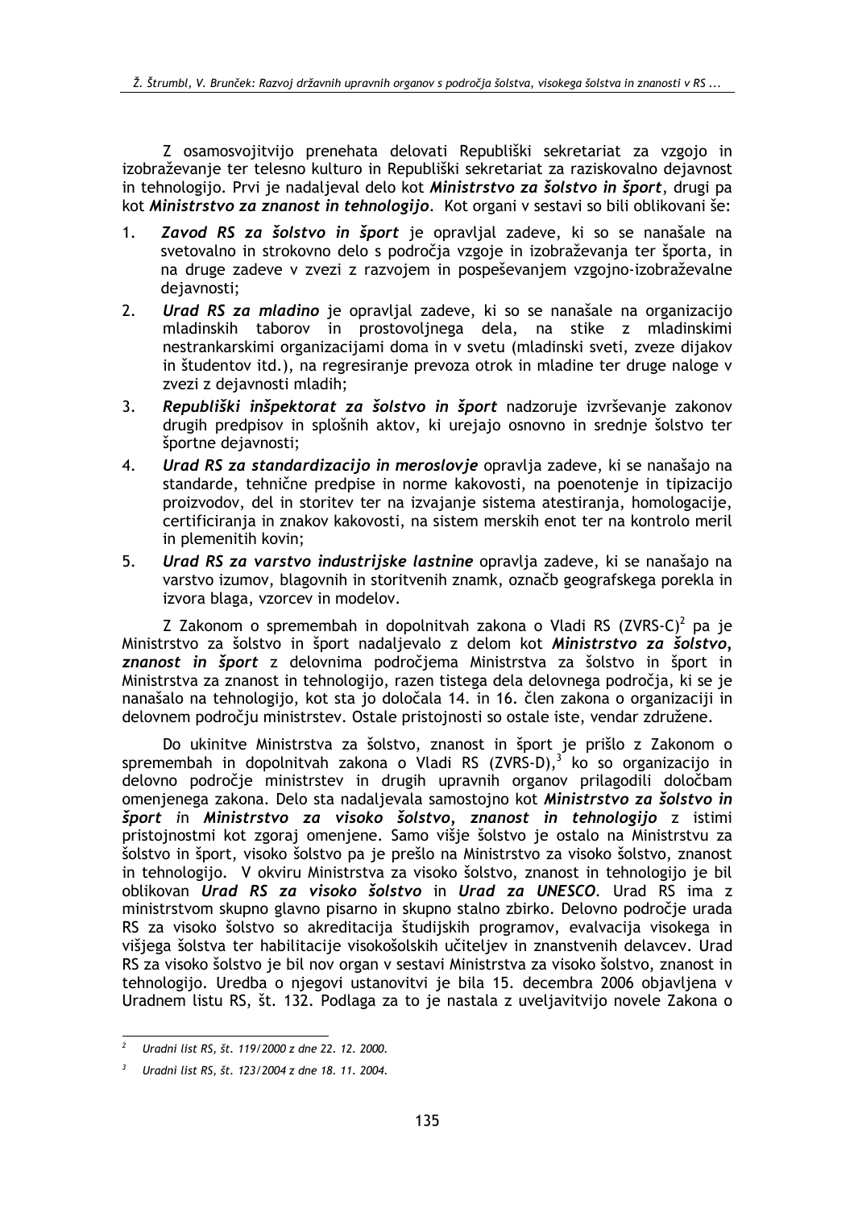Z osamosvojitvijo prenehata delovati Republiški sekretariat za vzgojo in izobraževanje ter telesno kulturo in Republiški sekretariat za raziskovalno dejavnost in tehnologijo. Prvi je nadaljeval delo kot ***Ministrstvo za šolstvo in šport***, drugi pa kot ***Ministrstvo za znanost in tehnologijo***. Kot organi v sestavi so bili oblikovani še:

1. ***Zavod RS za šolstvo in šport*** je opravljal zadeve, ki so se nanašale na svetovalno in strokovno delo s področja vzgoje in izobraževanja ter športa, in na druge zadeve v zvezi z razvojem in pospeševanjem vzgojno-izobraževalne dejavnosti;
2. ***Urad RS za mladino*** je opravljal zadeve, ki so se nanašale na organizacijo mladinskih taborov in prostovoljnega dela, na stike z mladinskimi nestrankarskimi organizacijami doma in v svetu (mladinski sveti, zveze dijakov in študentov itd.), na regresiranje prevoza otrok in mladine ter druge naloge v zvezi z dejavnosti mladih;
3. ***Republiški inšpektorat za šolstvo in šport*** nadzoruje izvrševanje zakonov drugih predpisov in splošnih aktov, ki urejajo osnovno in srednje šolstvo ter športne dejavnosti;
4. ***Urad RS za standardizacijo in meroslovje*** opravlja zadeve, ki se nanašajo na standarde, tehnične predpise in norme kakovosti, na poenotenje in tipizacijo proizvodov, del in storitev ter na izvajanje sistema atestiranja, homologacije, certificiranja in znakov kakovosti, na sistem merskih enot ter na kontrolo meril in plemenitih kovin;
5. ***Urad RS za varstvo industrijske lastnine*** opravlja zadeve, ki se nanašajo na varstvo izumov, blagovnih in storitvenih znamk, označb geografskega porekla in izvora blaga, vzorcev in modelov.

Z Zakonom o spremembah in dopolnitvah zakona o Vladi RS (ZVRS-C)[2] pa je Ministrstvo za šolstvo in šport nadaljevalo z delom kot ***Ministrstvo za šolstvo, znanost in šport*** z delovnima področjema Ministrstva za šolstvo in šport in Ministrstva za znanost in tehnologijo, razen tistega dela delovnega področja, ki se je nanašalo na tehnologijo, kot sta jo določala 14. in 16. člen zakona o organizaciji in delovnem področju ministrstev. Ostale pristojnosti so ostale iste, vendar združene.

Do ukinitve Ministrstva za šolstvo, znanost in šport je prišlo z Zakonom o spremembah in dopolnitvah zakona o Vladi RS (ZVRS-D),[3] ko so organizacijo in delovno področje ministrstev in drugih upravnih organov prilagodili določbam omenjenega zakona. Delo sta nadaljevala samostojno kot ***Ministrstvo za šolstvo in šport*** in ***Ministrstvo za visoko šolstvo, znanost in tehnologijo*** z istimi pristojnostmi kot zgoraj omenjene. Samo višje šolstvo je ostalo na Ministrstvu za šolstvo in šport, visoko šolstvo pa je prešlo na Ministrstvo za visoko šolstvo, znanost in tehnologijo. V okviru Ministrstva za visoko šolstvo, znanost in tehnologijo je bil oblikovan ***Urad RS za visoko šolstvo*** in ***Urad za UNESCO***. Urad RS ima z ministrstvom skupno glavno pisarno in skupno stalno zbirko. Delovno področje urada RS za visoko šolstvo so akreditacija študijskih programov, evalvacija visokega in višjega šolstva ter habilitacije visokošolskih učiteljev in znanstvenih delavcev. Urad RS za visoko šolstvo je bil nov organ v sestavi Ministrstva za visoko šolstvo, znanost in tehnologijo. Uredba o njegovi ustanovitvi je bila 15. decembra 2006 objavljena v Uradnem listu RS, št. 132. Podlaga za to je nastala z uveljavitvijo novele Zakona o

---

[2] *Uradni list RS, št. 119/2000 z dne 22. 12. 2000.*

[3] *Uradni list RS, št. 123/2004 z dne 18. 11. 2004.*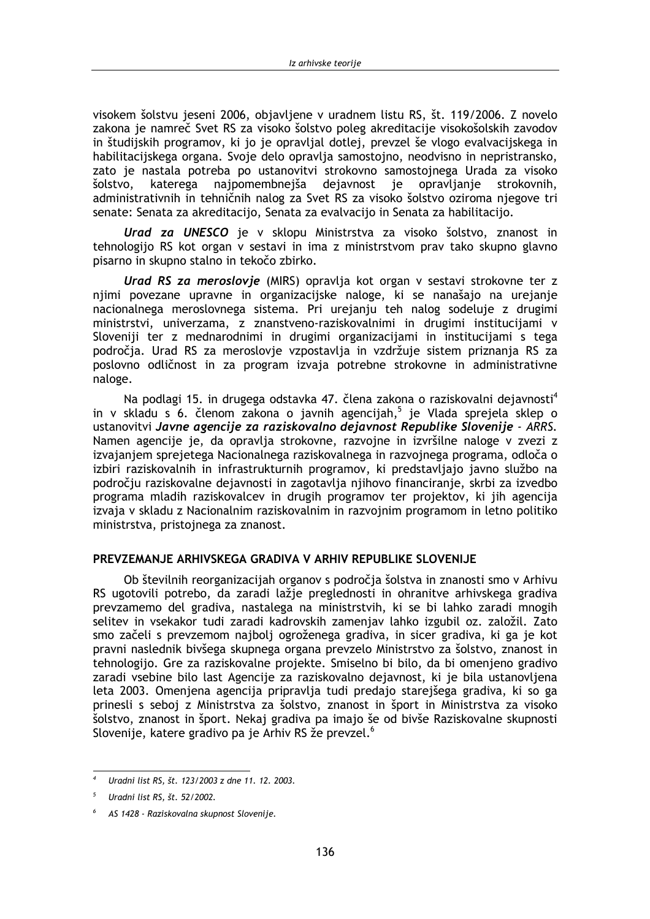visokem šolstvu jeseni 2006, objavljene v uradnem listu RS, št. 119/2006. Z novelo zakona je namreč Svet RS za visoko šolstvo poleg akreditacije visokošolskih zavodov in študijskih programov, ki jo je opravljal dotlej, prevzel še vlogo evalvacijskega in habilitacijskega organa. Svoje delo opravlja samostojno, neodvisno in nepristransko, zato je nastala potreba po ustanovitvi strokovno samostojnega Urada za visoko šolstvo, katerega najpomembnejša dejavnost je opravljanje strokovnih, administrativnih in tehničnih nalog za Svet RS za visoko šolstvo oziroma njegove tri senate: Senata za akreditacijo, Senata za evalvacijo in Senata za habilitacijo.

***Urad za UNESCO*** je v sklopu Ministrstva za visoko šolstvo, znanost in tehnologijo RS kot organ v sestavi in ima z ministrstvom prav tako skupno glavno pisarno in skupno stalno in tekočo zbirko.

***Urad RS za meroslovje*** (MIRS) opravlja kot organ v sestavi strokovne ter z njimi povezane upravne in organizacijske naloge, ki se nanašajo na urejanje nacionalnega meroslovnega sistema. Pri urejanju teh nalog sodeluje z drugimi ministrstvi, univerzama, z znanstveno-raziskovalnimi in drugimi institucijami v Sloveniji ter z mednarodnimi in drugimi organizacijami in institucijami s tega področja. Urad RS za meroslovje vzpostavlja in vzdržuje sistem priznanja RS za poslovno odličnost in za program izvaja potrebne strokovne in administrativne naloge.

Na podlagi 15. in drugega odstavka 47. člena zakona o raziskovalni dejavnosti[4] in v skladu s 6. členom zakona o javnih agencijah,[5] je Vlada sprejela sklep o ustanovitvi ***Javne agencije za raziskovalno dejavnost Republike Slovenije - ARRS***. Namen agencije je, da opravlja strokovne, razvojne in izvršilne naloge v zvezi z izvajanjem sprejetega Nacionalnega raziskovalnega in razvojnega programa, odloča o izbiri raziskovalnih in infrastrukturnih programov, ki predstavljajo javno službo na področju raziskovalne dejavnosti in zagotavlja njihovo financiranje, skrbi za izvedbo programa mladih raziskovalcev in drugih programov ter projektov, ki jih agencija izvaja v skladu z Nacionalnim raziskovalnim in razvojnim programom in letno politiko ministrstva, pristojnega za znanost.

## PREVZEMANJE ARHIVSKEGA GRADIVA V ARHIV REPUBLIKE SLOVENIJE

Ob številnih reorganizacijah organov s področja šolstva in znanosti smo v Arhivu RS ugotovili potrebo, da zaradi lažje preglednosti in ohranitve arhivskega gradiva prevzamemo del gradiva, nastalega na ministrstvih, ki se bi lahko zaradi mnogih selitev in vsekakor tudi zaradi kadrovskih zamenjav lahko izgubil oz. založil. Zato smo začeli s prevzemom najbolj ogroženega gradiva, in sicer gradiva, ki ga je kot pravni naslednik bivšega skupnega organa prevzelo Ministrstvo za šolstvo, znanost in tehnologijo. Gre za raziskovalne projekte. Smiselno bi bilo, da bi omenjeno gradivo zaradi vsebine bilo last Agencije za raziskovalno dejavnost, ki je bila ustanovljena leta 2003. Omenjena agencija pripravlja tudi predajo starejšega gradiva, ki so ga prinesli s seboj z Ministrstva za šolstvo, znanost in šport in Ministrstva za visoko šolstvo, znanost in šport. Nekaj gradiva pa imajo še od bivše Raziskovalne skupnosti Slovenije, katere gradivo pa je Arhiv RS že prevzel.[6]

---

[4] *Uradni list RS, št. 123/2003 z dne 11. 12. 2003.*

[5] *Uradni list RS, št. 52/2002.*

[6] *AS 1428 - Raziskovalna skupnost Slovenije.*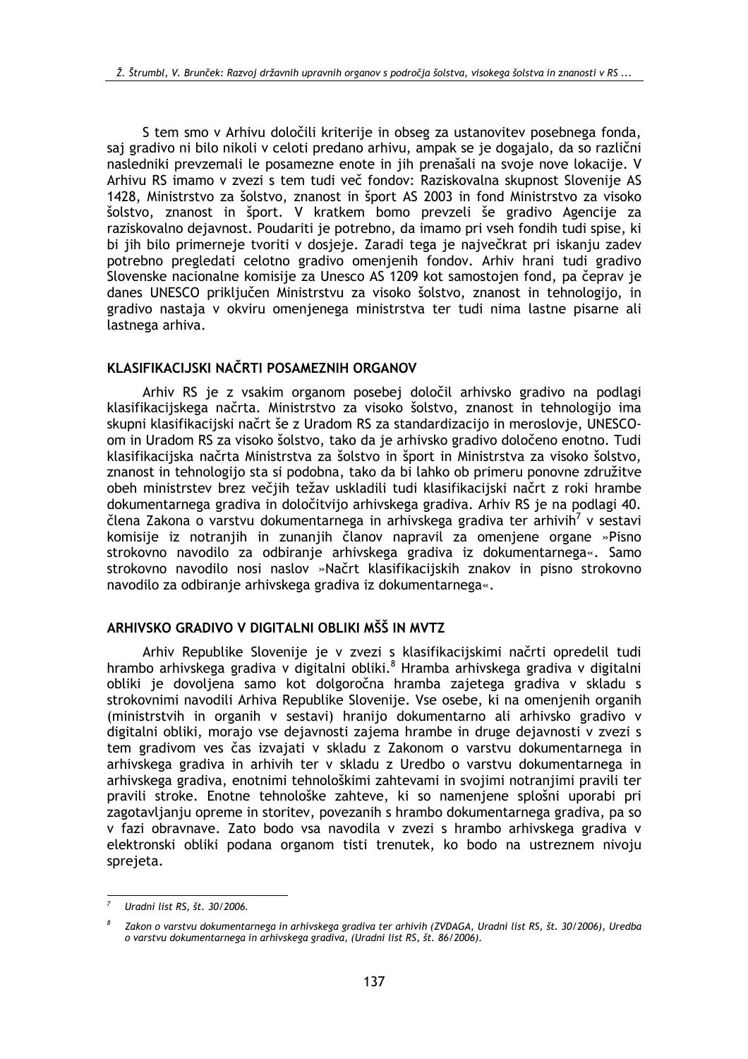S tem smo v Arhivu določili kriterije in obseg za ustanovitev posebnega fonda, saj gradivo ni bilo nikoli v celoti predano arhivu, ampak se je dogajalo, da so različni nasledniki prevzemali le posamezne enote in jih prenašali na svoje nove lokacije. V Arhivu RS imamo v zvezi s tem tudi več fondov: Raziskovalna skupnost Slovenije AS 1428, Ministrstvo za šolstvo, znanost in šport AS 2003 in fond Ministrstvo za visoko šolstvo, znanost in šport. V kratkem bomo prevzeli še gradivo Agencije za raziskovalno dejavnost. Poudariti je potrebno, da imamo pri vseh fondih tudi spise, ki bi jih bilo primerneje tvoriti v dosjeje. Zaradi tega je največkrat pri iskanju zadev potrebno pregledati celotno gradivo omenjenih fondov. Arhiv hrani tudi gradivo Slovenske nacionalne komisije za Unesco AS 1209 kot samostojen fond, pa čeprav je danes UNESCO priključen Ministrstvu za visoko šolstvo, znanost in tehnologijo, in gradivo nastaja v okviru omenjenega ministrstva ter tudi nima lastne pisarne ali lastnega arhiva.

## KLASIFIKACIJSKI NAČRTI POSAMEZNIH ORGANOV

Arhiv RS je z vsakim organom posebej določil arhivsko gradivo na podlagi klasifikacijskega načrta. Ministrstvo za visoko šolstvo, znanost in tehnologijo ima skupni klasifikacijski načrt še z Uradom RS za standardizacijo in meroslovje, UNESCO-om in Uradom RS za visoko šolstvo, tako da je arhivsko gradivo določeno enotno. Tudi klasifikacijska načrta Ministrstva za šolstvo in šport in Ministrstva za visoko šolstvo, znanost in tehnologijo sta si podobna, tako da bi lahko ob primeru ponovne združitve obeh ministrstev brez večjih težav uskladili tudi klasifikacijski načrt z roki hrambe dokumentarnega gradiva in določitvijo arhivskega gradiva. Arhiv RS je na podlagi 40. člena Zakona o varstvu dokumentarnega in arhivskega gradiva ter arhivih[7] v sestavi komisije iz notranjih in zunanjih članov napravil za omenjene organe »Pisno strokovno navodilo za odbiranje arhivskega gradiva iz dokumentarnega«. Samo strokovno navodilo nosi naslov »Načrt klasifikacijskih znakov in pisno strokovno navodilo za odbiranje arhivskega gradiva iz dokumentarnega«.

## ARHIVSKO GRADIVO V DIGITALNI OBLIKI MŠŠ IN MVTZ

Arhiv Republike Slovenije je v zvezi s klasifikacijskimi načrti opredelil tudi hrambo arhivskega gradiva v digitalni obliki.[8] Hramba arhivskega gradiva v digitalni obliki je dovoljena samo kot dolgoročna hramba zajetega gradiva v skladu s strokovnimi navodili Arhiva Republike Slovenije. Vse osebe, ki na omenjenih organih (ministrstvih in organih v sestavi) hranijo dokumentarno ali arhivsko gradivo v digitalni obliki, morajo vse dejavnosti zajema hrambe in druge dejavnosti v zvezi s tem gradivom ves čas izvajati v skladu z Zakonom o varstvu dokumentarnega in arhivskega gradiva in arhivih ter v skladu z Uredbo o varstvu dokumentarnega in arhivskega gradiva, enotnimi tehnološkimi zahtevami in svojimi notranjimi pravili ter pravili stroke. Enotne tehnološke zahteve, ki so namenjene splošni uporabi pri zagotavljanju opreme in storitev, povezanih s hrambo dokumentarnega gradiva, pa so v fazi obravnave. Zato bodo vsa navodila v zvezi s hrambo arhivskega gradiva v elektronski obliki podana organom tisti trenutek, ko bodo na ustreznem nivoju sprejeta.

---

[7] *Uradni list RS, št. 30/2006.*

[8] *Zakon o varstvu dokumentarnega in arhivskega gradiva ter arhivih (ZVDAGA, Uradni list RS, št. 30/2006), Uredba o varstvu dokumentarnega in arhivskega gradiva, (Uradni list RS, št. 86/2006).*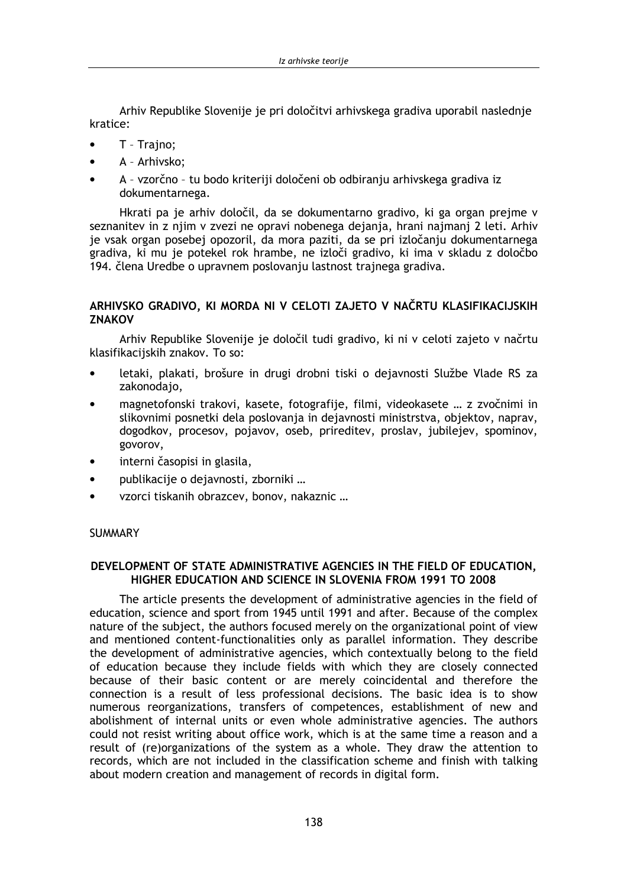Arhiv Republike Slovenije je pri določitvi arhivskega gradiva uporabil naslednje kratice:

- T – Trajno;
- A – Arhivsko;
- A – vzorčno – tu bodo kriteriji določeni ob odbiranju arhivskega gradiva iz dokumentarnega.

Hkrati pa je arhiv določil, da se dokumentarno gradivo, ki ga organ prejme v seznanitev in z njim v zvezi ne opravi nobenega dejanja, hrani najmanj 2 leti. Arhiv je vsak organ posebej opozoril, da mora paziti, da se pri izločanju dokumentarnega gradiva, ki mu je potekel rok hrambe, ne izloči gradivo, ki ima v skladu z določbo 194. člena Uredbe o upravnem poslovanju lastnost trajnega gradiva.

## ARHIVSKO GRADIVO, KI MORDA NI V CELOTI ZAJETO V NAČRTU KLASIFIKACIJSKIH ZNAKOV

Arhiv Republike Slovenije je določil tudi gradivo, ki ni v celoti zajeto v načrtu klasifikacijskih znakov. To so:

- letaki, plakati, brošure in drugi drobni tiski o dejavnosti Službe Vlade RS za zakonodajo,
- magnetofonski trakovi, kasete, fotografije, filmi, videokasete … z zvočnimi in slikovnimi posnetki dela poslovanja in dejavnosti ministrstva, objektov, naprav, dogodkov, procesov, pojavov, oseb, prireditev, proslav, jubilejev, spominov, govorov,
- interni časopisi in glasila,
- publikacije o dejavnosti, zborniki …
- vzorci tiskanih obrazcev, bonov, nakaznic …

SUMMARY

## DEVELOPMENT OF STATE ADMINISTRATIVE AGENCIES IN THE FIELD OF EDUCATION, HIGHER EDUCATION AND SCIENCE IN SLOVENIA FROM 1991 TO 2008

The article presents the development of administrative agencies in the field of education, science and sport from 1945 until 1991 and after. Because of the complex nature of the subject, the authors focused merely on the organizational point of view and mentioned content-functionalities only as parallel information. They describe the development of administrative agencies, which contextually belong to the field of education because they include fields with which they are closely connected because of their basic content or are merely coincidental and therefore the connection is a result of less professional decisions. The basic idea is to show numerous reorganizations, transfers of competences, establishment of new and abolishment of internal units or even whole administrative agencies. The authors could not resist writing about office work, which is at the same time a reason and a result of (re)organizations of the system as a whole. They draw the attention to records, which are not included in the classification scheme and finish with talking about modern creation and management of records in digital form.